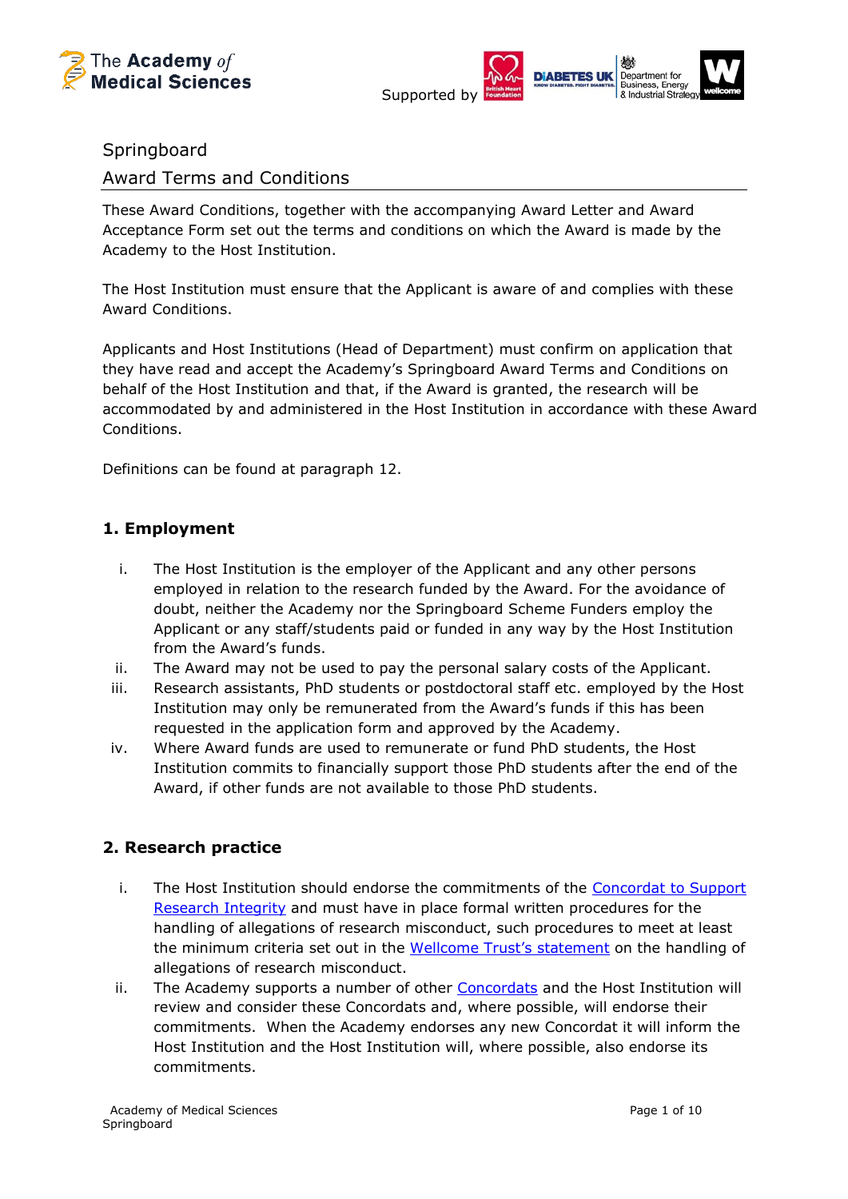The Academy of Medical Sciences

Supported by British Heart Foundation, Diabetes UK, Department for Business, Energy & Industrial Strategy, Wellcome

# Springboard

## Award Terms and Conditions

These Award Conditions, together with the accompanying Award Letter and Award Acceptance Form set out the terms and conditions on which the Award is made by the Academy to the Host Institution.

The Host Institution must ensure that the Applicant is aware of and complies with these Award Conditions.

Applicants and Host Institutions (Head of Department) must confirm on application that they have read and accept the Academy's Springboard Award Terms and Conditions on behalf of the Host Institution and that, if the Award is granted, the research will be accommodated by and administered in the Host Institution in accordance with these Award Conditions.

Definitions can be found at paragraph 12.

### 1. Employment

i. The Host Institution is the employer of the Applicant and any other persons employed in relation to the research funded by the Award. For the avoidance of doubt, neither the Academy nor the Springboard Scheme Funders employ the Applicant or any staff/students paid or funded in any way by the Host Institution from the Award's funds.

ii. The Award may not be used to pay the personal salary costs of the Applicant.

iii. Research assistants, PhD students or postdoctoral staff etc. employed by the Host Institution may only be remunerated from the Award's funds if this has been requested in the application form and approved by the Academy.

iv. Where Award funds are used to remunerate or fund PhD students, the Host Institution commits to financially support those PhD students after the end of the Award, if other funds are not available to those PhD students.

### 2. Research practice

i. The Host Institution should endorse the commitments of the Concordat to Support Research Integrity and must have in place formal written procedures for the handling of allegations of research misconduct, such procedures to meet at least the minimum criteria set out in the Wellcome Trust's statement on the handling of allegations of research misconduct.

ii. The Academy supports a number of other Concordats and the Host Institution will review and consider these Concordats and, where possible, will endorse their commitments. When the Academy endorses any new Concordat it will inform the Host Institution and the Host Institution will, where possible, also endorse its commitments.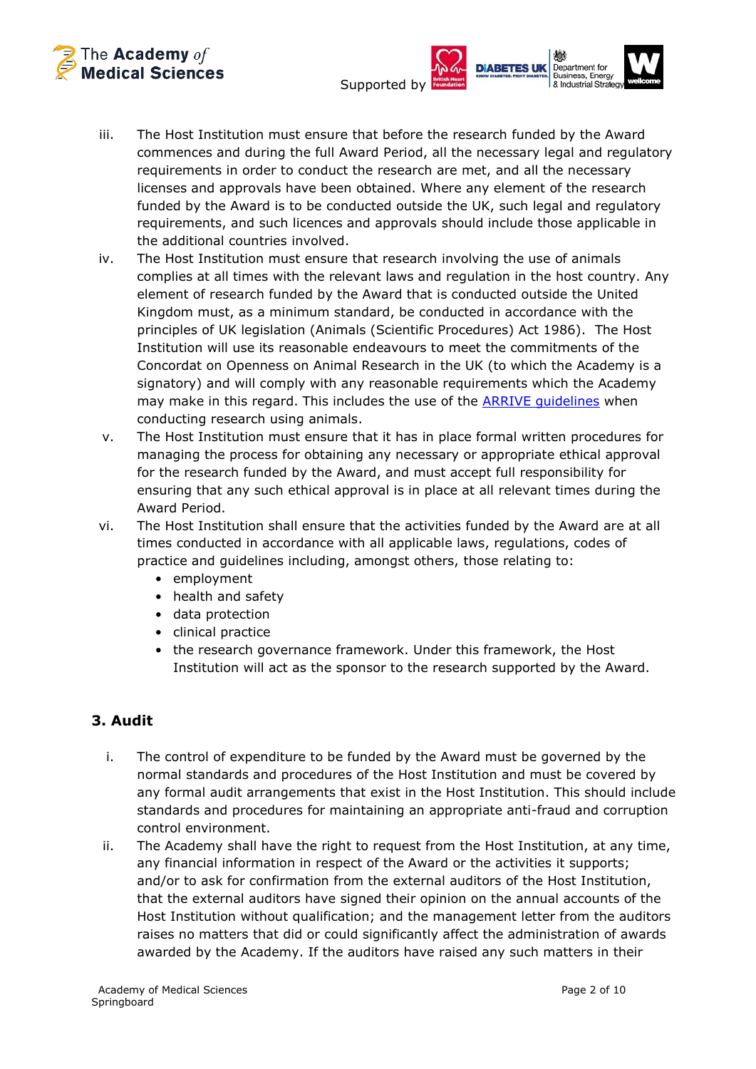iii. The Host Institution must ensure that before the research funded by the Award commences and during the full Award Period, all the necessary legal and regulatory requirements in order to conduct the research are met, and all the necessary licenses and approvals have been obtained. Where any element of the research funded by the Award is to be conducted outside the UK, such legal and regulatory requirements, and such licences and approvals should include those applicable in the additional countries involved.

iv. The Host Institution must ensure that research involving the use of animals complies at all times with the relevant laws and regulation in the host country. Any element of research funded by the Award that is conducted outside the United Kingdom must, as a minimum standard, be conducted in accordance with the principles of UK legislation (Animals (Scientific Procedures) Act 1986). The Host Institution will use its reasonable endeavours to meet the commitments of the Concordat on Openness on Animal Research in the UK (to which the Academy is a signatory) and will comply with any reasonable requirements which the Academy may make in this regard. This includes the use of the ARRIVE guidelines when conducting research using animals.

v. The Host Institution must ensure that it has in place formal written procedures for managing the process for obtaining any necessary or appropriate ethical approval for the research funded by the Award, and must accept full responsibility for ensuring that any such ethical approval is in place at all relevant times during the Award Period.

vi. The Host Institution shall ensure that the activities funded by the Award are at all times conducted in accordance with all applicable laws, regulations, codes of practice and guidelines including, amongst others, those relating to:
   - employment
   - health and safety
   - data protection
   - clinical practice
   - the research governance framework. Under this framework, the Host Institution will act as the sponsor to the research supported by the Award.

## 3. Audit

i. The control of expenditure to be funded by the Award must be governed by the normal standards and procedures of the Host Institution and must be covered by any formal audit arrangements that exist in the Host Institution. This should include standards and procedures for maintaining an appropriate anti-fraud and corruption control environment.

ii. The Academy shall have the right to request from the Host Institution, at any time, any financial information in respect of the Award or the activities it supports; and/or to ask for confirmation from the external auditors of the Host Institution, that the external auditors have signed their opinion on the annual accounts of the Host Institution without qualification; and the management letter from the auditors raises no matters that did or could significantly affect the administration of awards awarded by the Academy. If the auditors have raised any such matters in their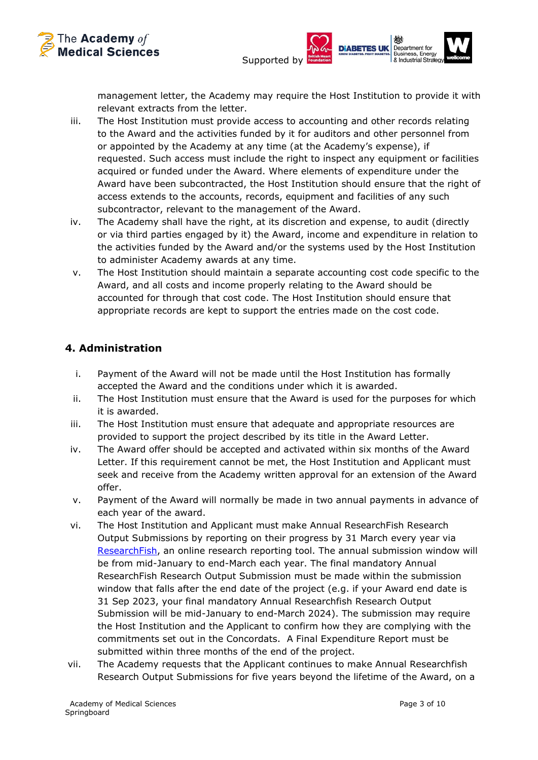management letter, the Academy may require the Host Institution to provide it with relevant extracts from the letter.

iii. The Host Institution must provide access to accounting and other records relating to the Award and the activities funded by it for auditors and other personnel from or appointed by the Academy at any time (at the Academy's expense), if requested. Such access must include the right to inspect any equipment or facilities acquired or funded under the Award. Where elements of expenditure under the Award have been subcontracted, the Host Institution should ensure that the right of access extends to the accounts, records, equipment and facilities of any such subcontractor, relevant to the management of the Award.

iv. The Academy shall have the right, at its discretion and expense, to audit (directly or via third parties engaged by it) the Award, income and expenditure in relation to the activities funded by the Award and/or the systems used by the Host Institution to administer Academy awards at any time.

v. The Host Institution should maintain a separate accounting cost code specific to the Award, and all costs and income properly relating to the Award should be accounted for through that cost code. The Host Institution should ensure that appropriate records are kept to support the entries made on the cost code.

## 4. Administration

i. Payment of the Award will not be made until the Host Institution has formally accepted the Award and the conditions under which it is awarded.

ii. The Host Institution must ensure that the Award is used for the purposes for which it is awarded.

iii. The Host Institution must ensure that adequate and appropriate resources are provided to support the project described by its title in the Award Letter.

iv. The Award offer should be accepted and activated within six months of the Award Letter. If this requirement cannot be met, the Host Institution and Applicant must seek and receive from the Academy written approval for an extension of the Award offer.

v. Payment of the Award will normally be made in two annual payments in advance of each year of the award.

vi. The Host Institution and Applicant must make Annual ResearchFish Research Output Submissions by reporting on their progress by 31 March every year via ResearchFish, an online research reporting tool. The annual submission window will be from mid-January to end-March each year. The final mandatory Annual ResearchFish Research Output Submission must be made within the submission window that falls after the end date of the project (e.g. if your Award end date is 31 Sep 2023, your final mandatory Annual Researchfish Research Output Submission will be mid-January to end-March 2024). The submission may require the Host Institution and the Applicant to confirm how they are complying with the commitments set out in the Concordats. A Final Expenditure Report must be submitted within three months of the end of the project.

vii. The Academy requests that the Applicant continues to make Annual Researchfish Research Output Submissions for five years beyond the lifetime of the Award, on a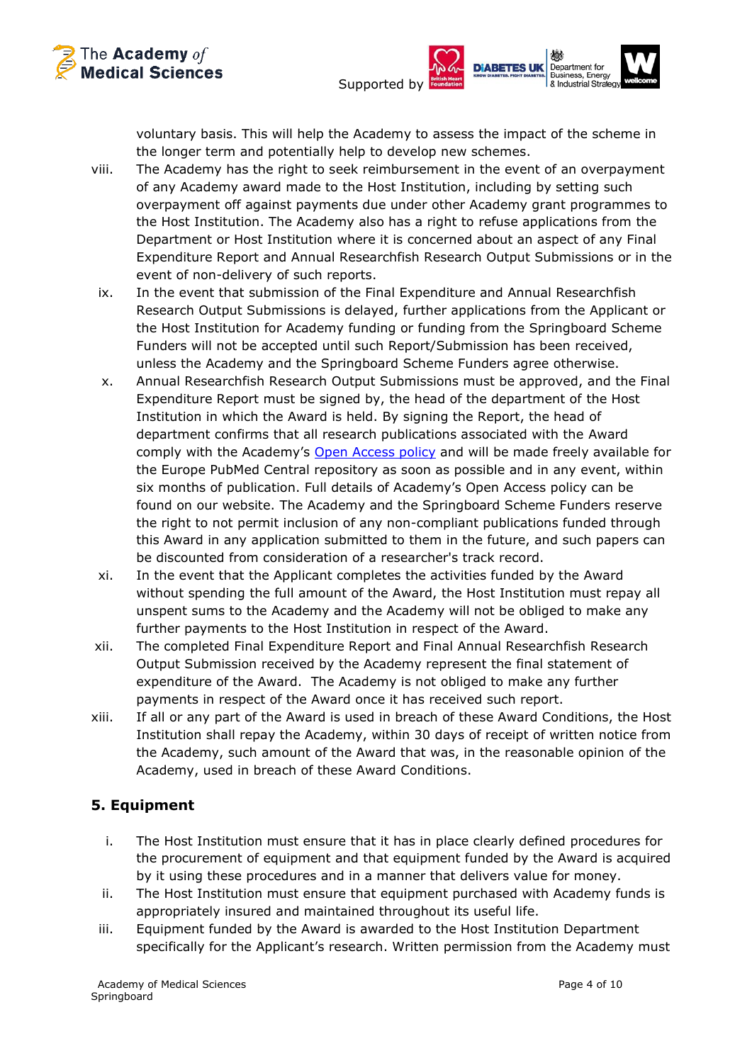voluntary basis. This will help the Academy to assess the impact of the scheme in the longer term and potentially help to develop new schemes.

viii. The Academy has the right to seek reimbursement in the event of an overpayment of any Academy award made to the Host Institution, including by setting such overpayment off against payments due under other Academy grant programmes to the Host Institution. The Academy also has a right to refuse applications from the Department or Host Institution where it is concerned about an aspect of any Final Expenditure Report and Annual Researchfish Research Output Submissions or in the event of non-delivery of such reports.

ix. In the event that submission of the Final Expenditure and Annual Researchfish Research Output Submissions is delayed, further applications from the Applicant or the Host Institution for Academy funding or funding from the Springboard Scheme Funders will not be accepted until such Report/Submission has been received, unless the Academy and the Springboard Scheme Funders agree otherwise.

x. Annual Researchfish Research Output Submissions must be approved, and the Final Expenditure Report must be signed by, the head of the department of the Host Institution in which the Award is held. By signing the Report, the head of department confirms that all research publications associated with the Award comply with the Academy's Open Access policy and will be made freely available for the Europe PubMed Central repository as soon as possible and in any event, within six months of publication. Full details of Academy's Open Access policy can be found on our website. The Academy and the Springboard Scheme Funders reserve the right to not permit inclusion of any non-compliant publications funded through this Award in any application submitted to them in the future, and such papers can be discounted from consideration of a researcher's track record.

xi. In the event that the Applicant completes the activities funded by the Award without spending the full amount of the Award, the Host Institution must repay all unspent sums to the Academy and the Academy will not be obliged to make any further payments to the Host Institution in respect of the Award.

xii. The completed Final Expenditure Report and Final Annual Researchfish Research Output Submission received by the Academy represent the final statement of expenditure of the Award. The Academy is not obliged to make any further payments in respect of the Award once it has received such report.

xiii. If all or any part of the Award is used in breach of these Award Conditions, the Host Institution shall repay the Academy, within 30 days of receipt of written notice from the Academy, such amount of the Award that was, in the reasonable opinion of the Academy, used in breach of these Award Conditions.

## 5. Equipment

i. The Host Institution must ensure that it has in place clearly defined procedures for the procurement of equipment and that equipment funded by the Award is acquired by it using these procedures and in a manner that delivers value for money.

ii. The Host Institution must ensure that equipment purchased with Academy funds is appropriately insured and maintained throughout its useful life.

iii. Equipment funded by the Award is awarded to the Host Institution Department specifically for the Applicant's research. Written permission from the Academy must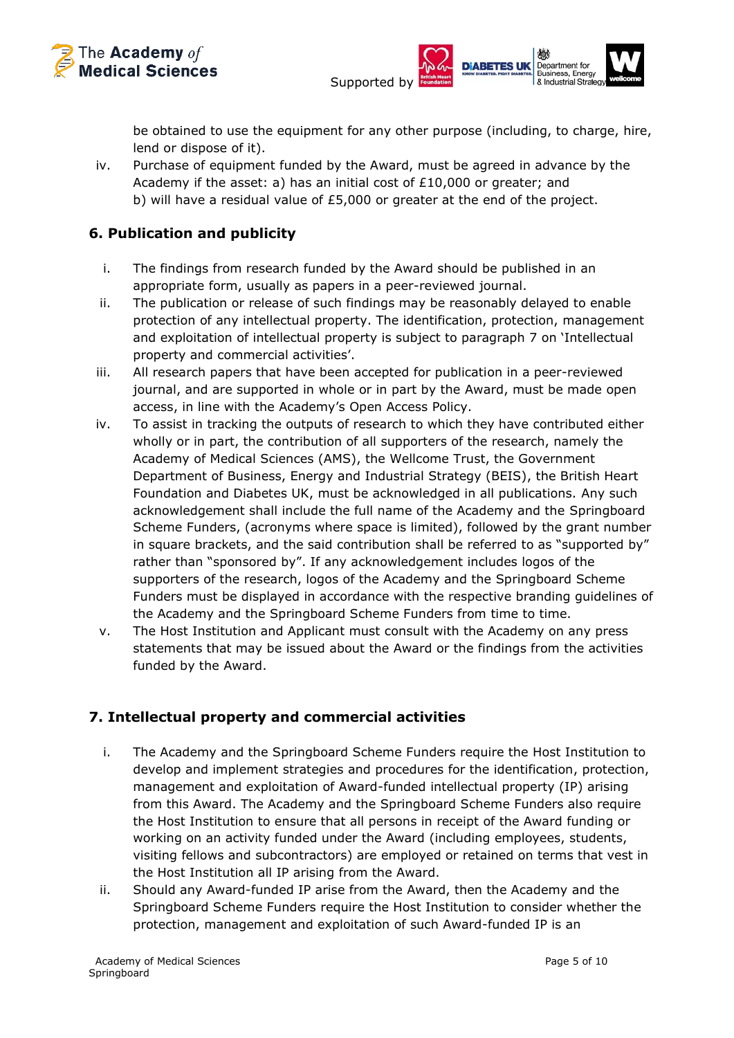be obtained to use the equipment for any other purpose (including, to charge, hire, lend or dispose of it).

iv. Purchase of equipment funded by the Award, must be agreed in advance by the Academy if the asset: a) has an initial cost of £10,000 or greater; and b) will have a residual value of £5,000 or greater at the end of the project.

## 6. Publication and publicity

i. The findings from research funded by the Award should be published in an appropriate form, usually as papers in a peer-reviewed journal.

ii. The publication or release of such findings may be reasonably delayed to enable protection of any intellectual property. The identification, protection, management and exploitation of intellectual property is subject to paragraph 7 on 'Intellectual property and commercial activities'.

iii. All research papers that have been accepted for publication in a peer-reviewed journal, and are supported in whole or in part by the Award, must be made open access, in line with the Academy's Open Access Policy.

iv. To assist in tracking the outputs of research to which they have contributed either wholly or in part, the contribution of all supporters of the research, namely the Academy of Medical Sciences (AMS), the Wellcome Trust, the Government Department of Business, Energy and Industrial Strategy (BEIS), the British Heart Foundation and Diabetes UK, must be acknowledged in all publications. Any such acknowledgement shall include the full name of the Academy and the Springboard Scheme Funders, (acronyms where space is limited), followed by the grant number in square brackets, and the said contribution shall be referred to as "supported by" rather than "sponsored by". If any acknowledgement includes logos of the supporters of the research, logos of the Academy and the Springboard Scheme Funders must be displayed in accordance with the respective branding guidelines of the Academy and the Springboard Scheme Funders from time to time.

v. The Host Institution and Applicant must consult with the Academy on any press statements that may be issued about the Award or the findings from the activities funded by the Award.

## 7. Intellectual property and commercial activities

i. The Academy and the Springboard Scheme Funders require the Host Institution to develop and implement strategies and procedures for the identification, protection, management and exploitation of Award-funded intellectual property (IP) arising from this Award. The Academy and the Springboard Scheme Funders also require the Host Institution to ensure that all persons in receipt of the Award funding or working on an activity funded under the Award (including employees, students, visiting fellows and subcontractors) are employed or retained on terms that vest in the Host Institution all IP arising from the Award.

ii. Should any Award-funded IP arise from the Award, then the Academy and the Springboard Scheme Funders require the Host Institution to consider whether the protection, management and exploitation of such Award-funded IP is an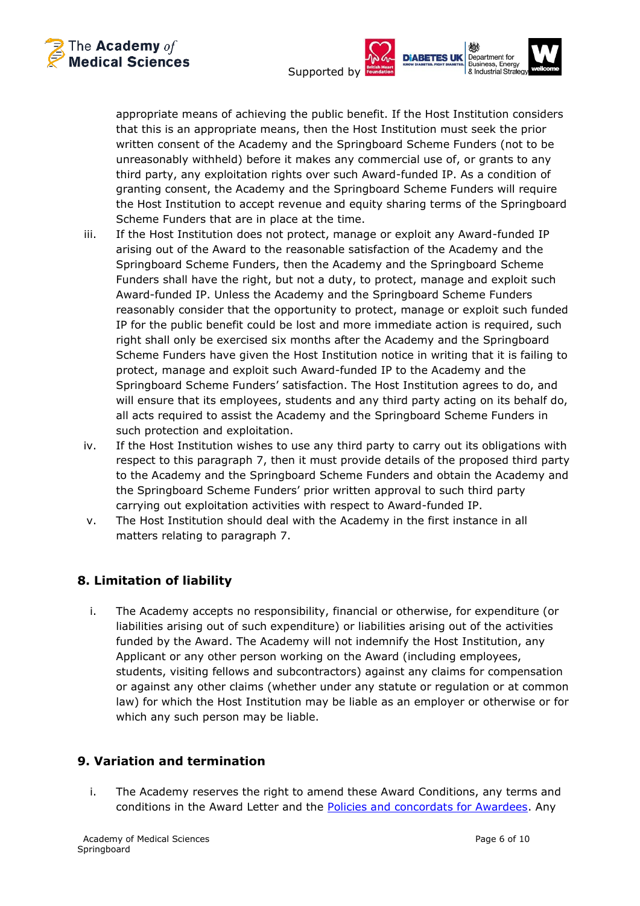appropriate means of achieving the public benefit. If the Host Institution considers that this is an appropriate means, then the Host Institution must seek the prior written consent of the Academy and the Springboard Scheme Funders (not to be unreasonably withheld) before it makes any commercial use of, or grants to any third party, any exploitation rights over such Award-funded IP. As a condition of granting consent, the Academy and the Springboard Scheme Funders will require the Host Institution to accept revenue and equity sharing terms of the Springboard Scheme Funders that are in place at the time.

iii. If the Host Institution does not protect, manage or exploit any Award-funded IP arising out of the Award to the reasonable satisfaction of the Academy and the Springboard Scheme Funders, then the Academy and the Springboard Scheme Funders shall have the right, but not a duty, to protect, manage and exploit such Award-funded IP. Unless the Academy and the Springboard Scheme Funders reasonably consider that the opportunity to protect, manage or exploit such funded IP for the public benefit could be lost and more immediate action is required, such right shall only be exercised six months after the Academy and the Springboard Scheme Funders have given the Host Institution notice in writing that it is failing to protect, manage and exploit such Award-funded IP to the Academy and the Springboard Scheme Funders' satisfaction. The Host Institution agrees to do, and will ensure that its employees, students and any third party acting on its behalf do, all acts required to assist the Academy and the Springboard Scheme Funders in such protection and exploitation.

iv. If the Host Institution wishes to use any third party to carry out its obligations with respect to this paragraph 7, then it must provide details of the proposed third party to the Academy and the Springboard Scheme Funders and obtain the Academy and the Springboard Scheme Funders' prior written approval to such third party carrying out exploitation activities with respect to Award-funded IP.

v. The Host Institution should deal with the Academy in the first instance in all matters relating to paragraph 7.

## 8. Limitation of liability

i. The Academy accepts no responsibility, financial or otherwise, for expenditure (or liabilities arising out of such expenditure) or liabilities arising out of the activities funded by the Award. The Academy will not indemnify the Host Institution, any Applicant or any other person working on the Award (including employees, students, visiting fellows and subcontractors) against any claims for compensation or against any other claims (whether under any statute or regulation or at common law) for which the Host Institution may be liable as an employer or otherwise or for which any such person may be liable.

## 9. Variation and termination

i. The Academy reserves the right to amend these Award Conditions, any terms and conditions in the Award Letter and the Policies and concordats for Awardees. Any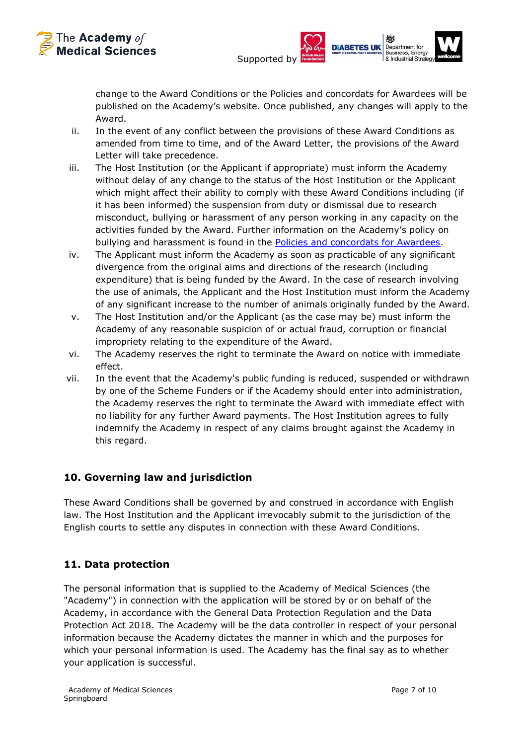change to the Award Conditions or the Policies and concordats for Awardees will be published on the Academy's website. Once published, any changes will apply to the Award.

ii. In the event of any conflict between the provisions of these Award Conditions as amended from time to time, and of the Award Letter, the provisions of the Award Letter will take precedence.

iii. The Host Institution (or the Applicant if appropriate) must inform the Academy without delay of any change to the status of the Host Institution or the Applicant which might affect their ability to comply with these Award Conditions including (if it has been informed) the suspension from duty or dismissal due to research misconduct, bullying or harassment of any person working in any capacity on the activities funded by the Award. Further information on the Academy's policy on bullying and harassment is found in the Policies and concordats for Awardees.

iv. The Applicant must inform the Academy as soon as practicable of any significant divergence from the original aims and directions of the research (including expenditure) that is being funded by the Award. In the case of research involving the use of animals, the Applicant and the Host Institution must inform the Academy of any significant increase to the number of animals originally funded by the Award.

v. The Host Institution and/or the Applicant (as the case may be) must inform the Academy of any reasonable suspicion of or actual fraud, corruption or financial impropriety relating to the expenditure of the Award.

vi. The Academy reserves the right to terminate the Award on notice with immediate effect.

vii. In the event that the Academy's public funding is reduced, suspended or withdrawn by one of the Scheme Funders or if the Academy should enter into administration, the Academy reserves the right to terminate the Award with immediate effect with no liability for any further Award payments. The Host Institution agrees to fully indemnify the Academy in respect of any claims brought against the Academy in this regard.

## 10. Governing law and jurisdiction

These Award Conditions shall be governed by and construed in accordance with English law. The Host Institution and the Applicant irrevocably submit to the jurisdiction of the English courts to settle any disputes in connection with these Award Conditions.

## 11. Data protection

The personal information that is supplied to the Academy of Medical Sciences (the "Academy") in connection with the application will be stored by or on behalf of the Academy, in accordance with the General Data Protection Regulation and the Data Protection Act 2018. The Academy will be the data controller in respect of your personal information because the Academy dictates the manner in which and the purposes for which your personal information is used. The Academy has the final say as to whether your application is successful.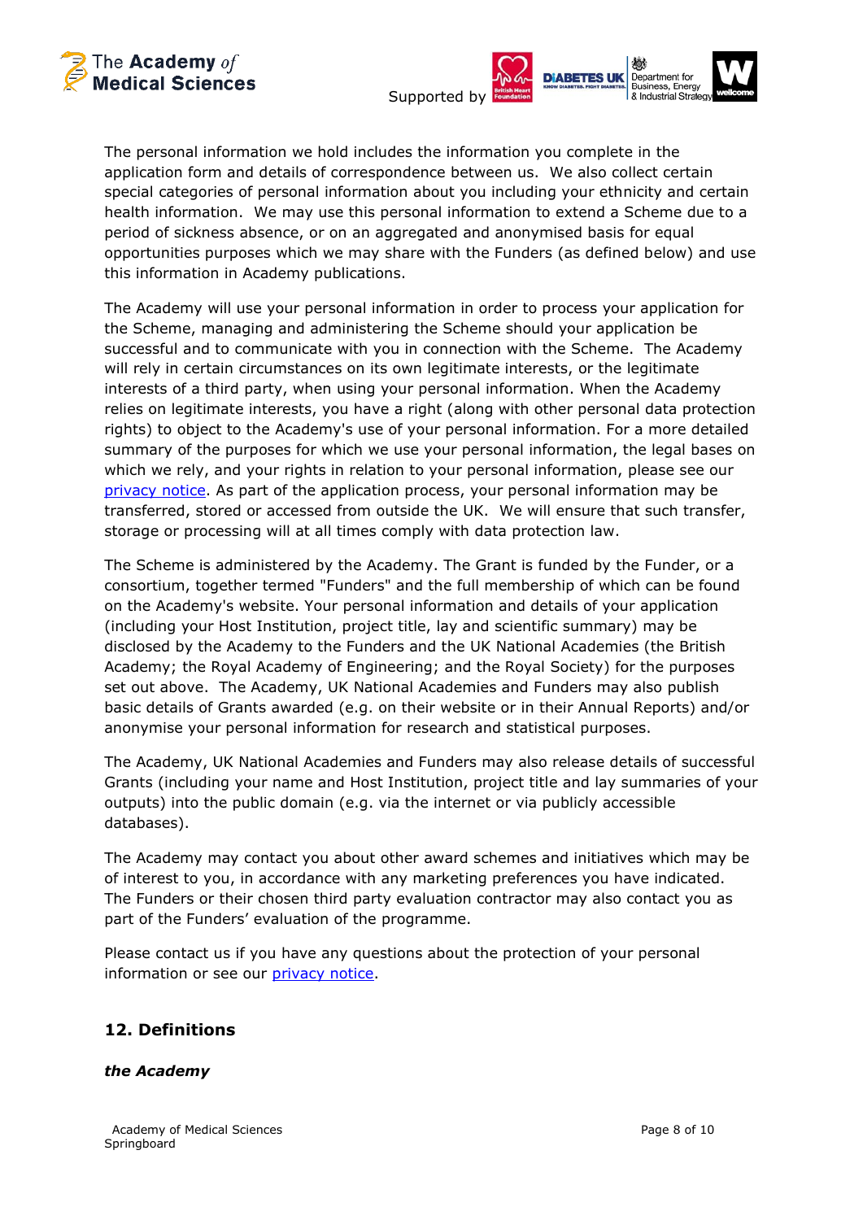The personal information we hold includes the information you complete in the application form and details of correspondence between us. We also collect certain special categories of personal information about you including your ethnicity and certain health information. We may use this personal information to extend a Scheme due to a period of sickness absence, or on an aggregated and anonymised basis for equal opportunities purposes which we may share with the Funders (as defined below) and use this information in Academy publications.

The Academy will use your personal information in order to process your application for the Scheme, managing and administering the Scheme should your application be successful and to communicate with you in connection with the Scheme. The Academy will rely in certain circumstances on its own legitimate interests, or the legitimate interests of a third party, when using your personal information. When the Academy relies on legitimate interests, you have a right (along with other personal data protection rights) to object to the Academy's use of your personal information. For a more detailed summary of the purposes for which we use your personal information, the legal bases on which we rely, and your rights in relation to your personal information, please see our [privacy notice](). As part of the application process, your personal information may be transferred, stored or accessed from outside the UK. We will ensure that such transfer, storage or processing will at all times comply with data protection law.

The Scheme is administered by the Academy. The Grant is funded by the Funder, or a consortium, together termed "Funders" and the full membership of which can be found on the Academy's website. Your personal information and details of your application (including your Host Institution, project title, lay and scientific summary) may be disclosed by the Academy to the Funders and the UK National Academies (the British Academy; the Royal Academy of Engineering; and the Royal Society) for the purposes set out above. The Academy, UK National Academies and Funders may also publish basic details of Grants awarded (e.g. on their website or in their Annual Reports) and/or anonymise your personal information for research and statistical purposes.

The Academy, UK National Academies and Funders may also release details of successful Grants (including your name and Host Institution, project title and lay summaries of your outputs) into the public domain (e.g. via the internet or via publicly accessible databases).

The Academy may contact you about other award schemes and initiatives which may be of interest to you, in accordance with any marketing preferences you have indicated. The Funders or their chosen third party evaluation contractor may also contact you as part of the Funders' evaluation of the programme.

Please contact us if you have any questions about the protection of your personal information or see our [privacy notice]().

## 12. Definitions

***the Academy***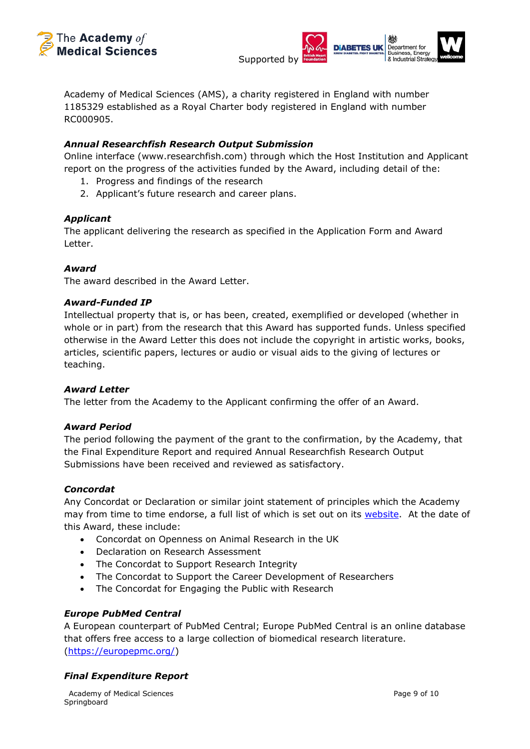Academy of Medical Sciences (AMS), a charity registered in England with number 1185329 established as a Royal Charter body registered in England with number RC000905.

***Annual Researchfish Research Output Submission***
Online interface (www.researchfish.com) through which the Host Institution and Applicant report on the progress of the activities funded by the Award, including detail of the:

1. Progress and findings of the research
2. Applicant's future research and career plans.

***Applicant***
The applicant delivering the research as specified in the Application Form and Award Letter.

***Award***
The award described in the Award Letter.

***Award-Funded IP***
Intellectual property that is, or has been, created, exemplified or developed (whether in whole or in part) from the research that this Award has supported funds. Unless specified otherwise in the Award Letter this does not include the copyright in artistic works, books, articles, scientific papers, lectures or audio or visual aids to the giving of lectures or teaching.

***Award Letter***
The letter from the Academy to the Applicant confirming the offer of an Award.

***Award Period***
The period following the payment of the grant to the confirmation, by the Academy, that the Final Expenditure Report and required Annual Researchfish Research Output Submissions have been received and reviewed as satisfactory.

***Concordat***
Any Concordat or Declaration or similar joint statement of principles which the Academy may from time to time endorse, a full list of which is set out on its [website](). At the date of this Award, these include:

- Concordat on Openness on Animal Research in the UK
- Declaration on Research Assessment
- The Concordat to Support Research Integrity
- The Concordat to Support the Career Development of Researchers
- The Concordat for Engaging the Public with Research

***Europe PubMed Central***
A European counterpart of PubMed Central; Europe PubMed Central is an online database that offers free access to a large collection of biomedical research literature. ([https://europepmc.org/](https://europepmc.org/))

***Final Expenditure Report***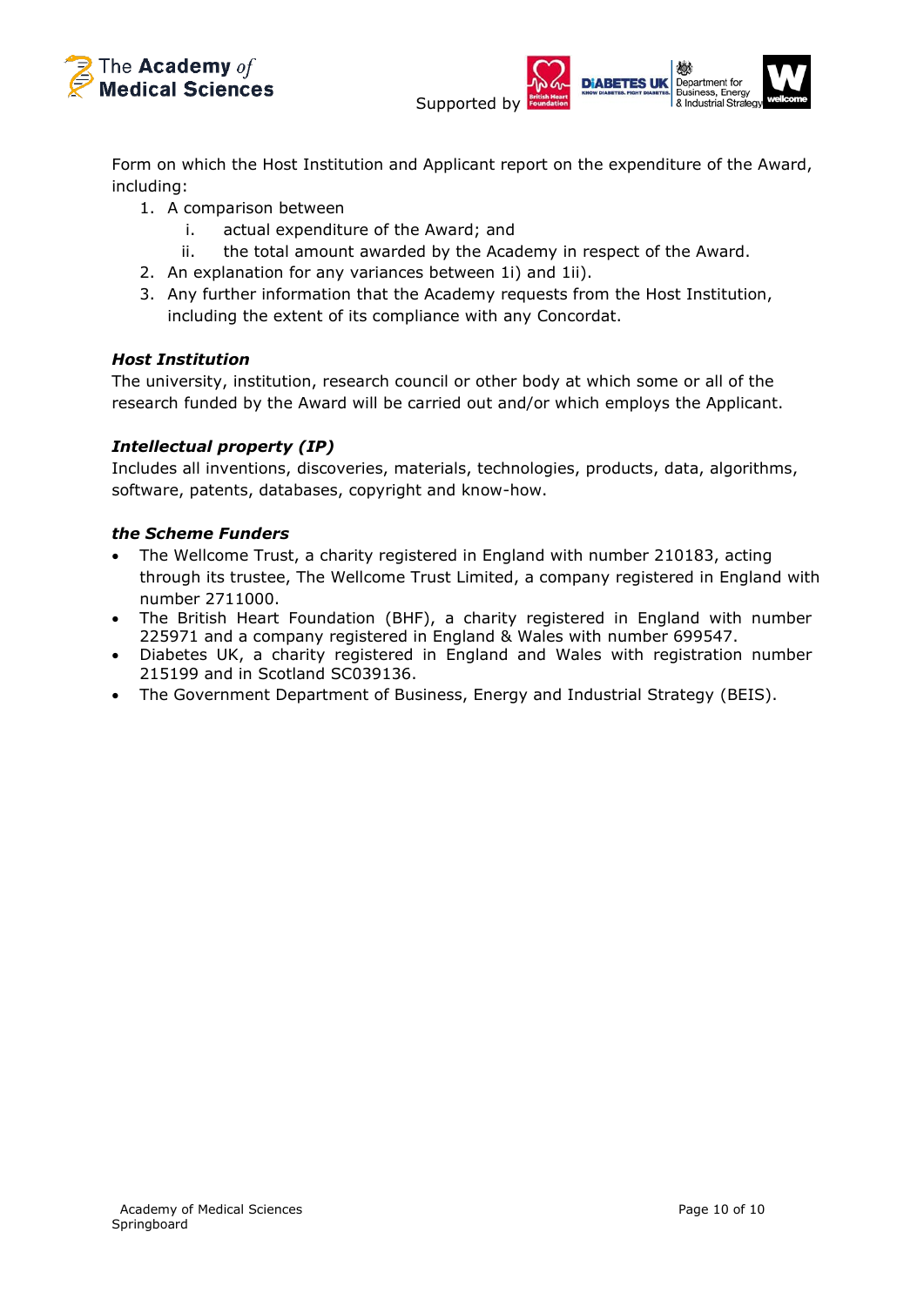Form on which the Host Institution and Applicant report on the expenditure of the Award, including:

1. A comparison between
   i. actual expenditure of the Award; and
   ii. the total amount awarded by the Academy in respect of the Award.
2. An explanation for any variances between 1i) and 1ii).
3. Any further information that the Academy requests from the Host Institution, including the extent of its compliance with any Concordat.

***Host Institution***

The university, institution, research council or other body at which some or all of the research funded by the Award will be carried out and/or which employs the Applicant.

***Intellectual property (IP)***

Includes all inventions, discoveries, materials, technologies, products, data, algorithms, software, patents, databases, copyright and know-how.

***the Scheme Funders***

- The Wellcome Trust, a charity registered in England with number 210183, acting through its trustee, The Wellcome Trust Limited, a company registered in England with number 2711000.
- The British Heart Foundation (BHF), a charity registered in England with number 225971 and a company registered in England & Wales with number 699547.
- Diabetes UK, a charity registered in England and Wales with registration number 215199 and in Scotland SC039136.
- The Government Department of Business, Energy and Industrial Strategy (BEIS).